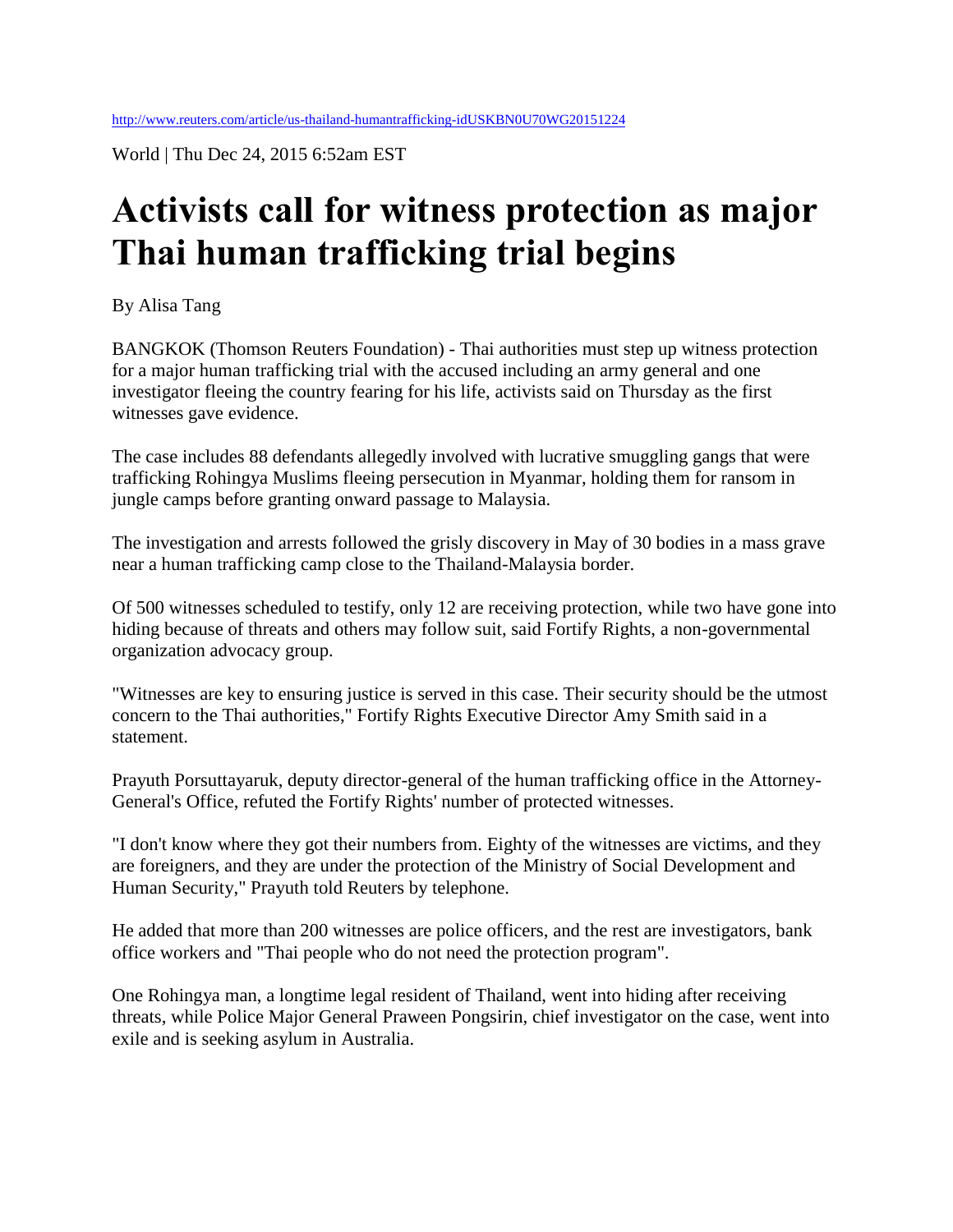http://www.reuters.com/article/us-thailand-humantrafficking-idUSKBN0U70WG20151224

World | Thu Dec 24, 2015 6:52am EST

# Activists call for witness protection as major Thai human trafficking trial begins

By Alisa Tang

BANGKOK (Thomson Reuters Foundation) - Thai authorities must step up witness protection for a major human trafficking trial with the accused including an army general and one investigator fleeing the country fearing for his life, activists said on Thursday as the first witnesses gave evidence.

The case includes 88 defendants allegedly involved with lucrative smuggling gangs that were trafficking Rohingya Muslims fleeing persecution in Myanmar, holding them for ransom in jungle camps before granting onward passage to Malaysia.

The investigation and arrests followed the grisly discovery in May of 30 bodies in a mass grave near a human trafficking camp close to the Thailand-Malaysia border.

Of 500 witnesses scheduled to testify, only 12 are receiving protection, while two have gone into hiding because of threats and others may follow suit, said Fortify Rights, a non-governmental organization advocacy group.

"Witnesses are key to ensuring justice is served in this case. Their security should be the utmost concern to the Thai authorities," Fortify Rights Executive Director Amy Smith said in a statement.

Prayuth Porsuttayaruk, deputy director-general of the human trafficking office in the Attorney-General's Office, refuted the Fortify Rights' number of protected witnesses.

"I don't know where they got their numbers from. Eighty of the witnesses are victims, and they are foreigners, and they are under the protection of the Ministry of Social Development and Human Security," Prayuth told Reuters by telephone.

He added that more than 200 witnesses are police officers, and the rest are investigators, bank office workers and "Thai people who do not need the protection program".

One Rohingya man, a longtime legal resident of Thailand, went into hiding after receiving threats, while Police Major General Praween Pongsirin, chief investigator on the case, went into exile and is seeking asylum in Australia.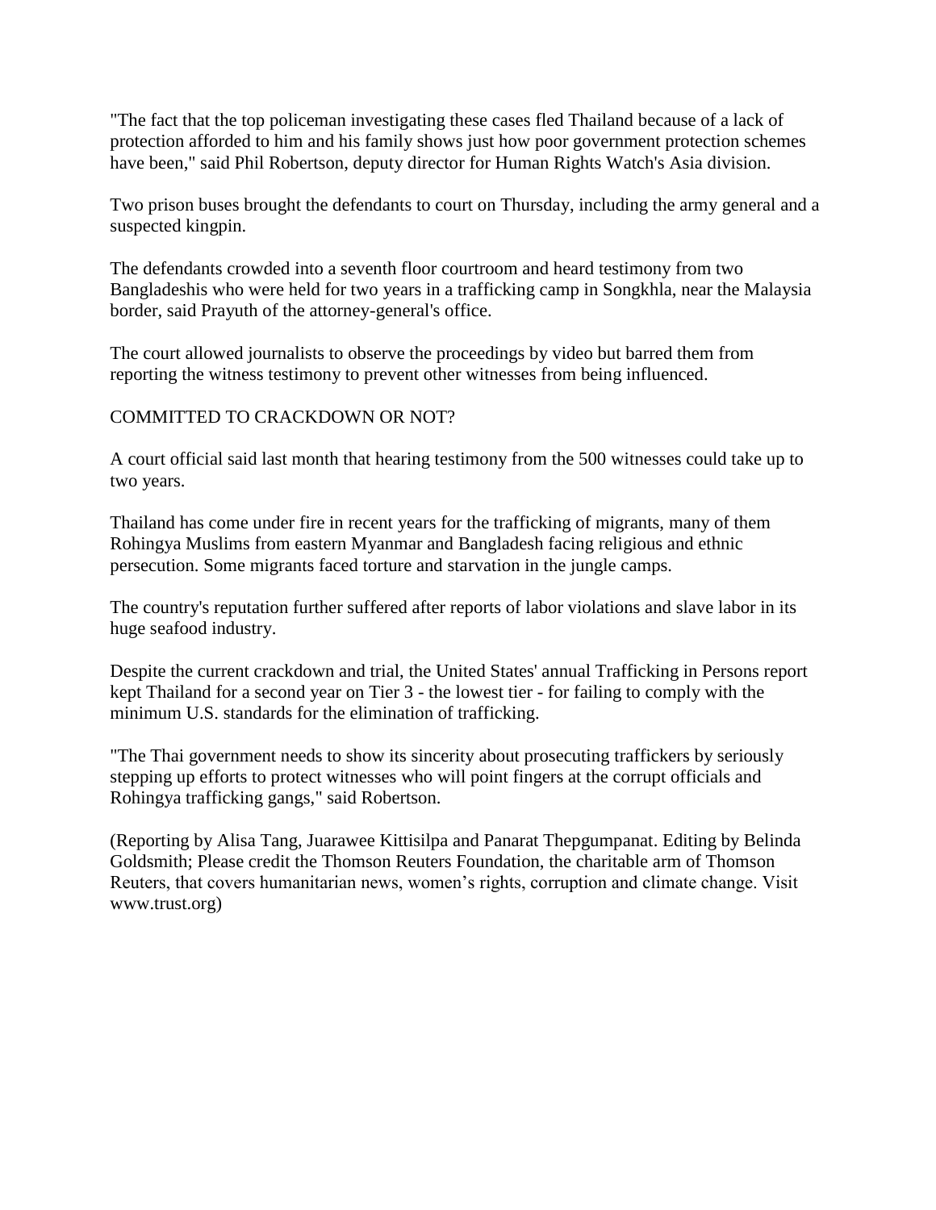"The fact that the top policeman investigating these cases fled Thailand because of a lack of protection afforded to him and his family shows just how poor government protection schemes have been," said Phil Robertson, deputy director for Human Rights Watch's Asia division.

Two prison buses brought the defendants to court on Thursday, including the army general and a suspected kingpin.

The defendants crowded into a seventh floor courtroom and heard testimony from two Bangladeshis who were held for two years in a trafficking camp in Songkhla, near the Malaysia border, said Prayuth of the attorney-general's office.

The court allowed journalists to observe the proceedings by video but barred them from reporting the witness testimony to prevent other witnesses from being influenced.

## COMMITTED TO CRACKDOWN OR NOT?

A court official said last month that hearing testimony from the 500 witnesses could take up to two years.

Thailand has come under fire in recent years for the trafficking of migrants, many of them Rohingya Muslims from eastern Myanmar and Bangladesh facing religious and ethnic persecution. Some migrants faced torture and starvation in the jungle camps.

The country's reputation further suffered after reports of labor violations and slave labor in its huge seafood industry.

Despite the current crackdown and trial, the United States' annual Trafficking in Persons report kept Thailand for a second year on Tier 3 - the lowest tier - for failing to comply with the minimum U.S. standards for the elimination of trafficking.

"The Thai government needs to show its sincerity about prosecuting traffickers by seriously stepping up efforts to protect witnesses who will point fingers at the corrupt officials and Rohingya trafficking gangs," said Robertson.

(Reporting by Alisa Tang, Juarawee Kittisilpa and Panarat Thepgumpanat. Editing by Belinda Goldsmith; Please credit the Thomson Reuters Foundation, the charitable arm of Thomson Reuters, that covers humanitarian news, women's rights, corruption and climate change. Visit www.trust.org)